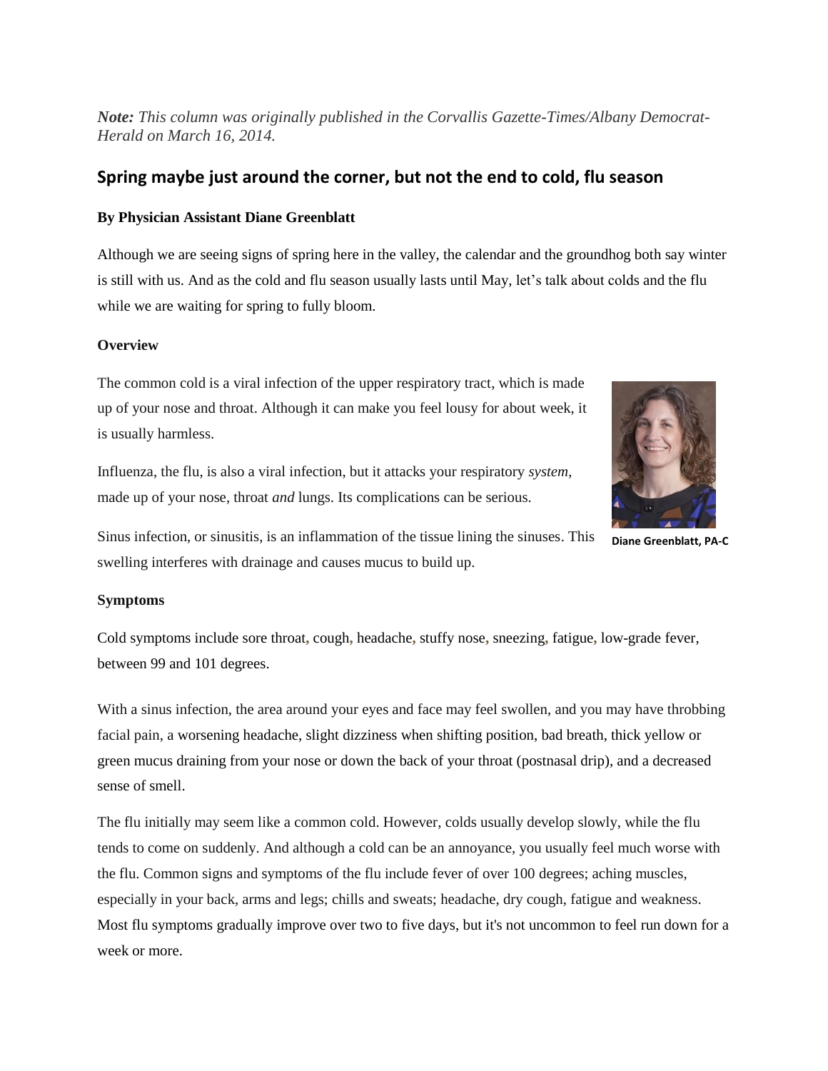***Note:*** *This column was originally published in the Corvallis Gazette-Times/Albany Democrat-Herald on March 16, 2014.*

## Spring maybe just around the corner, but not the end to cold, flu season

**By Physician Assistant Diane Greenblatt**

Although we are seeing signs of spring here in the valley, the calendar and the groundhog both say winter is still with us. And as the cold and flu season usually lasts until May, let's talk about colds and the flu while we are waiting for spring to fully bloom.

**Overview**

The common cold is a viral infection of the upper respiratory tract, which is made up of your nose and throat. Although it can make you feel lousy for about week, it is usually harmless.

Influenza, the flu, is also a viral infection, but it attacks your respiratory *system*, made up of your nose, throat *and* lungs. Its complications can be serious.

Diane Greenblatt, PA-C

Sinus infection, or sinusitis, is an inflammation of the tissue lining the sinuses. This swelling interferes with drainage and causes mucus to build up.

**Symptoms**

Cold symptoms include sore throat, cough, headache, stuffy nose, sneezing, fatigue, low-grade fever, between 99 and 101 degrees.

With a sinus infection, the area around your eyes and face may feel swollen, and you may have throbbing facial pain, a worsening headache, slight dizziness when shifting position, bad breath, thick yellow or green mucus draining from your nose or down the back of your throat (postnasal drip), and a decreased sense of smell.

The flu initially may seem like a common cold. However, colds usually develop slowly, while the flu tends to come on suddenly. And although a cold can be an annoyance, you usually feel much worse with the flu. Common signs and symptoms of the flu include fever of over 100 degrees; aching muscles, especially in your back, arms and legs; chills and sweats; headache, dry cough, fatigue and weakness. Most flu symptoms gradually improve over two to five days, but it's not uncommon to feel run down for a week or more.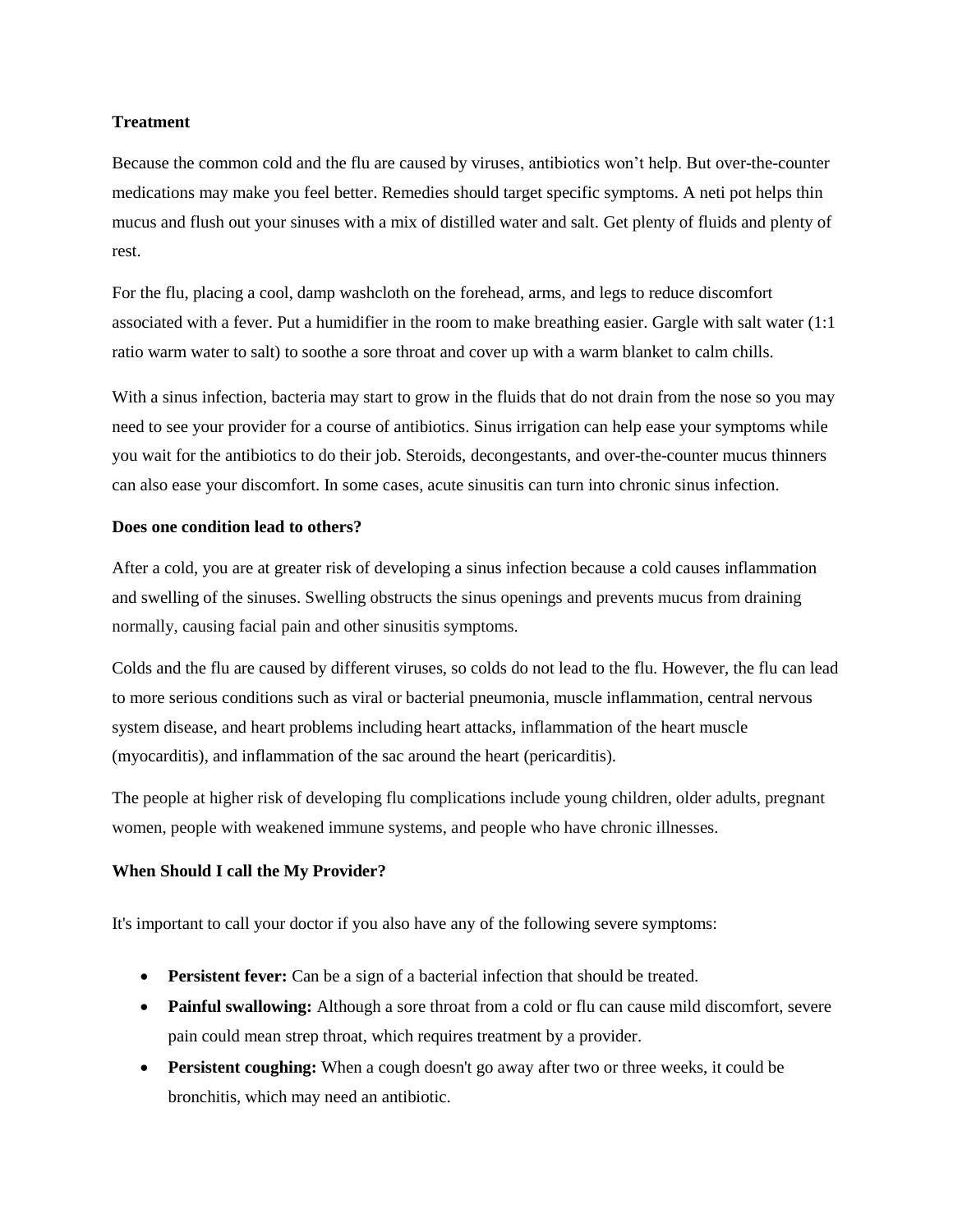**Treatment**

Because the common cold and the flu are caused by viruses, antibiotics won't help. But over-the-counter medications may make you feel better. Remedies should target specific symptoms. A neti pot helps thin mucus and flush out your sinuses with a mix of distilled water and salt. Get plenty of fluids and plenty of rest.

For the flu, placing a cool, damp washcloth on the forehead, arms, and legs to reduce discomfort associated with a fever. Put a humidifier in the room to make breathing easier. Gargle with salt water (1:1 ratio warm water to salt) to soothe a sore throat and cover up with a warm blanket to calm chills.

With a sinus infection, bacteria may start to grow in the fluids that do not drain from the nose so you may need to see your provider for a course of antibiotics. Sinus irrigation can help ease your symptoms while you wait for the antibiotics to do their job. Steroids, decongestants, and over-the-counter mucus thinners can also ease your discomfort. In some cases, acute sinusitis can turn into chronic sinus infection.

**Does one condition lead to others?**

After a cold, you are at greater risk of developing a sinus infection because a cold causes inflammation and swelling of the sinuses. Swelling obstructs the sinus openings and prevents mucus from draining normally, causing facial pain and other sinusitis symptoms.

Colds and the flu are caused by different viruses, so colds do not lead to the flu. However, the flu can lead to more serious conditions such as viral or bacterial pneumonia, muscle inflammation, central nervous system disease, and heart problems including heart attacks, inflammation of the heart muscle (myocarditis), and inflammation of the sac around the heart (pericarditis).

The people at higher risk of developing flu complications include young children, older adults, pregnant women, people with weakened immune systems, and people who have chronic illnesses.

**When Should I call the My Provider?**

It's important to call your doctor if you also have any of the following severe symptoms:

- **Persistent fever:** Can be a sign of a bacterial infection that should be treated.
- **Painful swallowing:** Although a sore throat from a cold or flu can cause mild discomfort, severe pain could mean strep throat, which requires treatment by a provider.
- **Persistent coughing:** When a cough doesn't go away after two or three weeks, it could be bronchitis, which may need an antibiotic.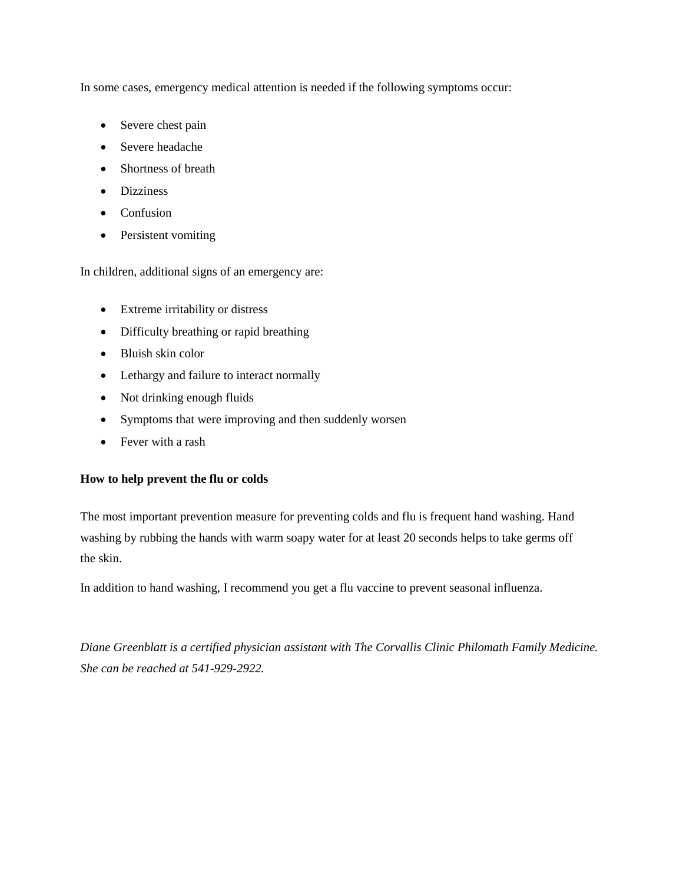In some cases, emergency medical attention is needed if the following symptoms occur:

- Severe chest pain
- Severe headache
- Shortness of breath
- Dizziness
- Confusion
- Persistent vomiting

In children, additional signs of an emergency are:

- Extreme irritability or distress
- Difficulty breathing or rapid breathing
- Bluish skin color
- Lethargy and failure to interact normally
- Not drinking enough fluids
- Symptoms that were improving and then suddenly worsen
- Fever with a rash

**How to help prevent the flu or colds**

The most important prevention measure for preventing colds and flu is frequent hand washing. Hand washing by rubbing the hands with warm soapy water for at least 20 seconds helps to take germs off the skin.

In addition to hand washing, I recommend you get a flu vaccine to prevent seasonal influenza.

*Diane Greenblatt is a certified physician assistant with The Corvallis Clinic Philomath Family Medicine. She can be reached at 541-929-2922.*